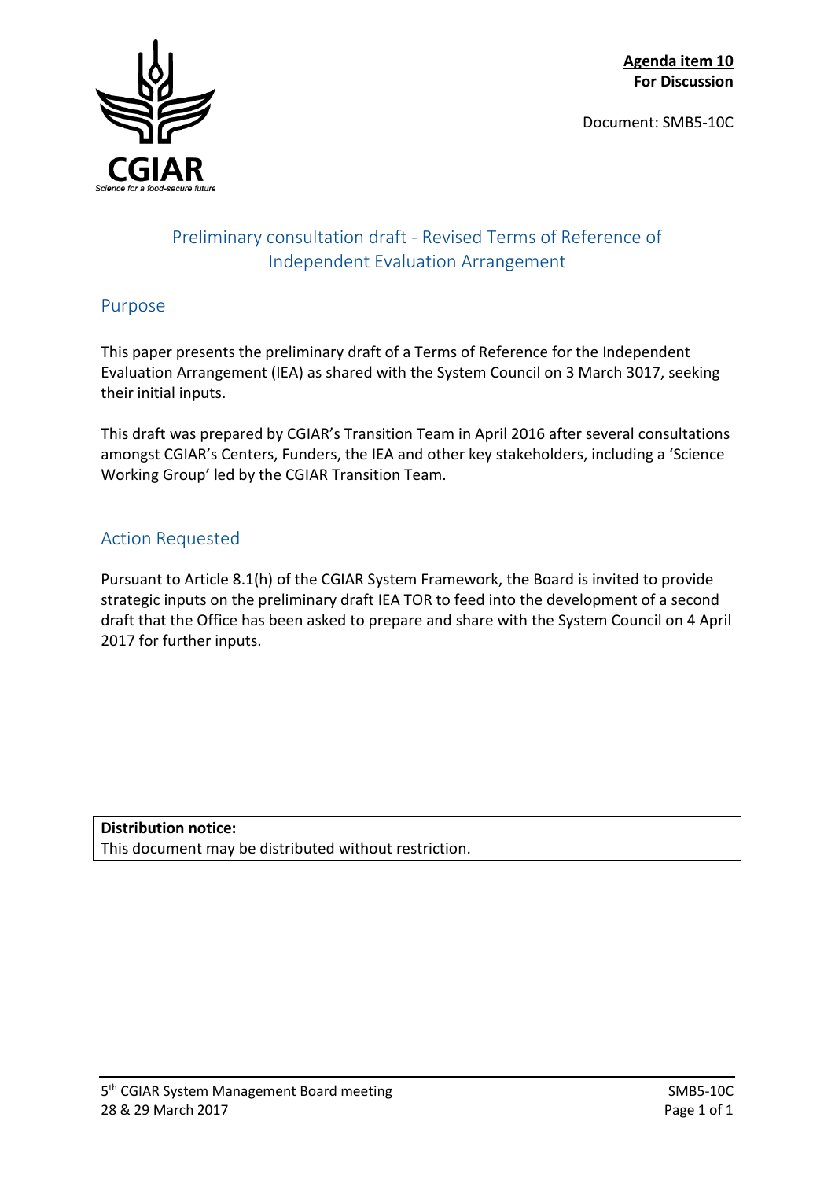**Agenda item 10**
**For Discussion**

Document: SMB5-10C

# Preliminary consultation draft - Revised Terms of Reference of Independent Evaluation Arrangement

## Purpose

This paper presents the preliminary draft of a Terms of Reference for the Independent Evaluation Arrangement (IEA) as shared with the System Council on 3 March 3017, seeking their initial inputs.

This draft was prepared by CGIAR's Transition Team in April 2016 after several consultations amongst CGIAR's Centers, Funders, the IEA and other key stakeholders, including a 'Science Working Group' led by the CGIAR Transition Team.

## Action Requested

Pursuant to Article 8.1(h) of the CGIAR System Framework, the Board is invited to provide strategic inputs on the preliminary draft IEA TOR to feed into the development of a second draft that the Office has been asked to prepare and share with the System Council on 4 April 2017 for further inputs.

**Distribution notice:**
This document may be distributed without restriction.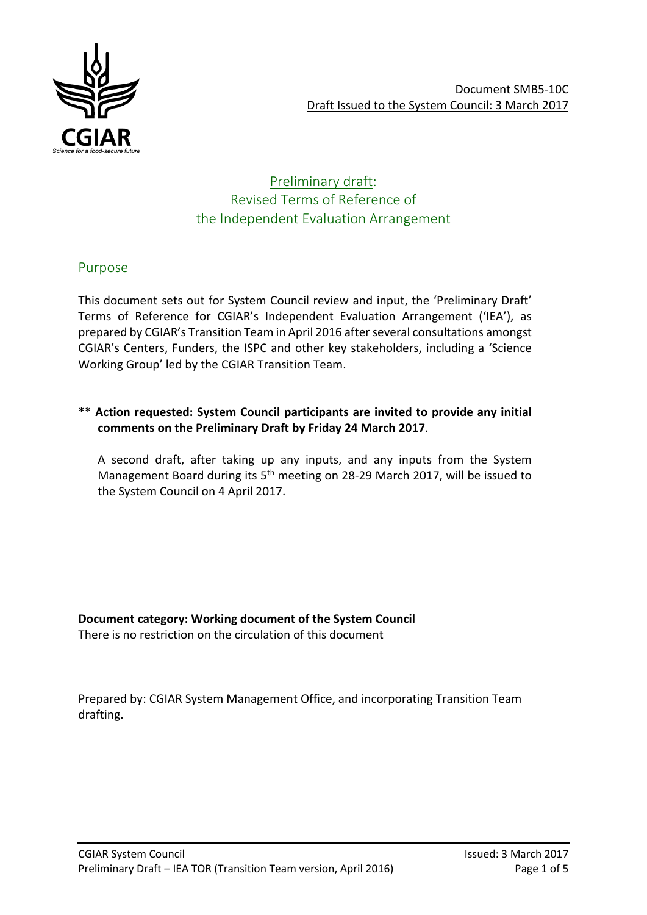Document SMB5-10C
Draft Issued to the System Council: 3 March 2017

# Preliminary draft: Revised Terms of Reference of the Independent Evaluation Arrangement

## Purpose

This document sets out for System Council review and input, the 'Preliminary Draft' Terms of Reference for CGIAR's Independent Evaluation Arrangement ('IEA'), as prepared by CGIAR's Transition Team in April 2016 after several consultations amongst CGIAR's Centers, Funders, the ISPC and other key stakeholders, including a 'Science Working Group' led by the CGIAR Transition Team.

** **Action requested: System Council participants are invited to provide any initial comments on the Preliminary Draft by Friday 24 March 2017**.

A second draft, after taking up any inputs, and any inputs from the System Management Board during its 5th meeting on 28-29 March 2017, will be issued to the System Council on 4 April 2017.

**Document category: Working document of the System Council**
There is no restriction on the circulation of this document

Prepared by: CGIAR System Management Office, and incorporating Transition Team drafting.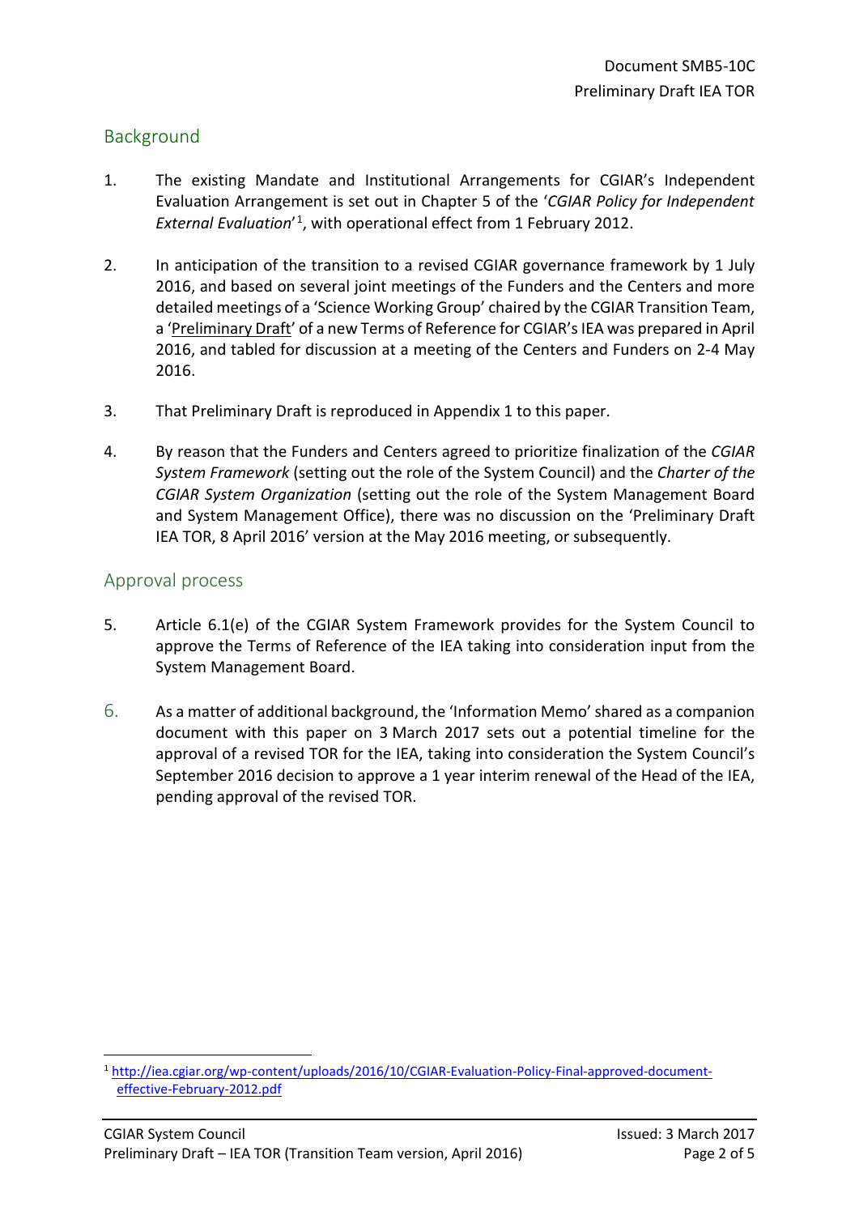## Background

1. The existing Mandate and Institutional Arrangements for CGIAR's Independent Evaluation Arrangement is set out in Chapter 5 of the '*CGIAR Policy for Independent External Evaluation*'[1], with operational effect from 1 February 2012.

2. In anticipation of the transition to a revised CGIAR governance framework by 1 July 2016, and based on several joint meetings of the Funders and the Centers and more detailed meetings of a 'Science Working Group' chaired by the CGIAR Transition Team, a 'Preliminary Draft' of a new Terms of Reference for CGIAR's IEA was prepared in April 2016, and tabled for discussion at a meeting of the Centers and Funders on 2-4 May 2016.

3. That Preliminary Draft is reproduced in Appendix 1 to this paper.

4. By reason that the Funders and Centers agreed to prioritize finalization of the *CGIAR System Framework* (setting out the role of the System Council) and the *Charter of the CGIAR System Organization* (setting out the role of the System Management Board and System Management Office), there was no discussion on the 'Preliminary Draft IEA TOR, 8 April 2016' version at the May 2016 meeting, or subsequently.

## Approval process

5. Article 6.1(e) of the CGIAR System Framework provides for the System Council to approve the Terms of Reference of the IEA taking into consideration input from the System Management Board.

6. As a matter of additional background, the 'Information Memo' shared as a companion document with this paper on 3 March 2017 sets out a potential timeline for the approval of a revised TOR for the IEA, taking into consideration the System Council's September 2016 decision to approve a 1 year interim renewal of the Head of the IEA, pending approval of the revised TOR.

[1] http://iea.cgiar.org/wp-content/uploads/2016/10/CGIAR-Evaluation-Policy-Final-approved-document-effective-February-2012.pdf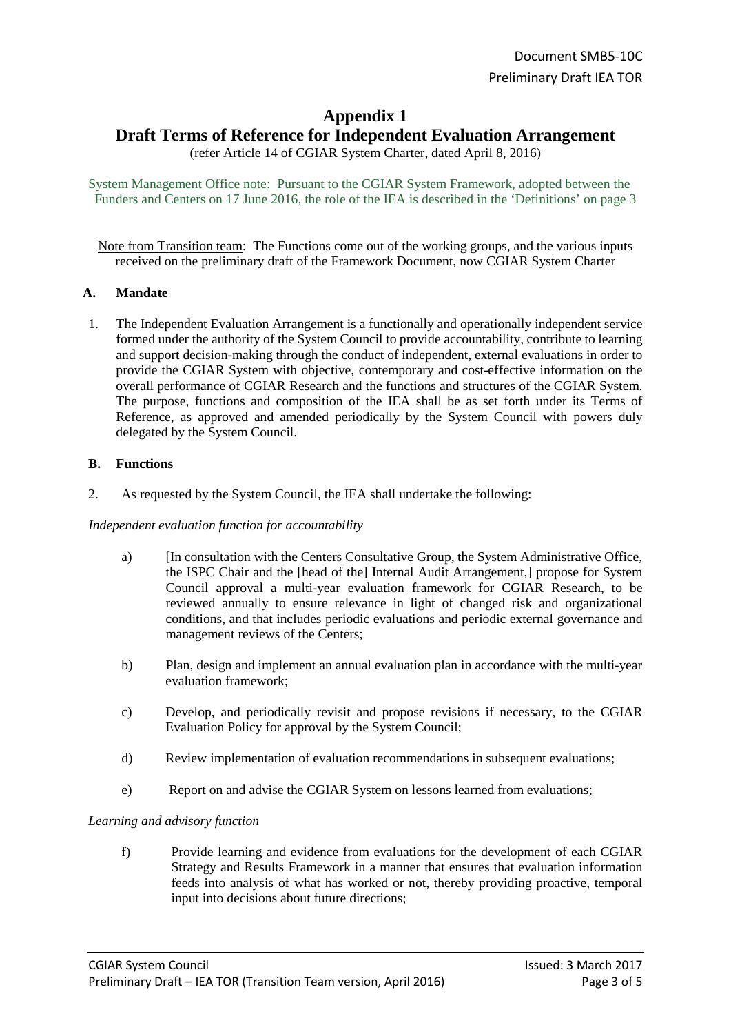Document SMB5-10C
Preliminary Draft IEA TOR

# Appendix 1
## Draft Terms of Reference for Independent Evaluation Arrangement

~~(refer Article 14 of CGIAR System Charter, dated April 8, 2016)~~

System Management Office note: Pursuant to the CGIAR System Framework, adopted between the Funders and Centers on 17 June 2016, the role of the IEA is described in the 'Definitions' on page 3

Note from Transition team: The Functions come out of the working groups, and the various inputs received on the preliminary draft of the Framework Document, now CGIAR System Charter

### A. Mandate

1. The Independent Evaluation Arrangement is a functionally and operationally independent service formed under the authority of the System Council to provide accountability, contribute to learning and support decision-making through the conduct of independent, external evaluations in order to provide the CGIAR System with objective, contemporary and cost-effective information on the overall performance of CGIAR Research and the functions and structures of the CGIAR System. The purpose, functions and composition of the IEA shall be as set forth under its Terms of Reference, as approved and amended periodically by the System Council with powers duly delegated by the System Council.

### B. Functions

2. As requested by the System Council, the IEA shall undertake the following:

*Independent evaluation function for accountability*

a) [In consultation with the Centers Consultative Group, the System Administrative Office, the ISPC Chair and the [head of the] Internal Audit Arrangement,] propose for System Council approval a multi-year evaluation framework for CGIAR Research, to be reviewed annually to ensure relevance in light of changed risk and organizational conditions, and that includes periodic evaluations and periodic external governance and management reviews of the Centers;

b) Plan, design and implement an annual evaluation plan in accordance with the multi-year evaluation framework;

c) Develop, and periodically revisit and propose revisions if necessary, to the CGIAR Evaluation Policy for approval by the System Council;

d) Review implementation of evaluation recommendations in subsequent evaluations;

e) Report on and advise the CGIAR System on lessons learned from evaluations;

*Learning and advisory function*

f) Provide learning and evidence from evaluations for the development of each CGIAR Strategy and Results Framework in a manner that ensures that evaluation information feeds into analysis of what has worked or not, thereby providing proactive, temporal input into decisions about future directions;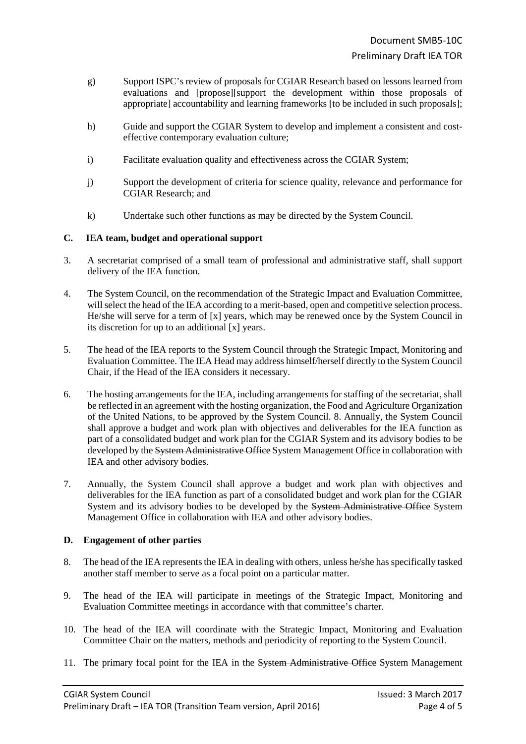g) Support ISPC's review of proposals for CGIAR Research based on lessons learned from evaluations and [propose][support the development within those proposals of appropriate] accountability and learning frameworks [to be included in such proposals];

h) Guide and support the CGIAR System to develop and implement a consistent and cost-effective contemporary evaluation culture;

i) Facilitate evaluation quality and effectiveness across the CGIAR System;

j) Support the development of criteria for science quality, relevance and performance for CGIAR Research; and

k) Undertake such other functions as may be directed by the System Council.

### C. IEA team, budget and operational support

3. A secretariat comprised of a small team of professional and administrative staff, shall support delivery of the IEA function.

4. The System Council, on the recommendation of the Strategic Impact and Evaluation Committee, will select the head of the IEA according to a merit-based, open and competitive selection process. He/she will serve for a term of [x] years, which may be renewed once by the System Council in its discretion for up to an additional [x] years.

5. The head of the IEA reports to the System Council through the Strategic Impact, Monitoring and Evaluation Committee. The IEA Head may address himself/herself directly to the System Council Chair, if the Head of the IEA considers it necessary.

6. The hosting arrangements for the IEA, including arrangements for staffing of the secretariat, shall be reflected in an agreement with the hosting organization, the Food and Agriculture Organization of the United Nations, to be approved by the System Council. 8. Annually, the System Council shall approve a budget and work plan with objectives and deliverables for the IEA function as part of a consolidated budget and work plan for the CGIAR System and its advisory bodies to be developed by the ~~System Administrative Office~~ System Management Office in collaboration with IEA and other advisory bodies.

7. Annually, the System Council shall approve a budget and work plan with objectives and deliverables for the IEA function as part of a consolidated budget and work plan for the CGIAR System and its advisory bodies to be developed by the ~~System Administrative Office~~ System Management Office in collaboration with IEA and other advisory bodies.

### D. Engagement of other parties

8. The head of the IEA represents the IEA in dealing with others, unless he/she has specifically tasked another staff member to serve as a focal point on a particular matter.

9. The head of the IEA will participate in meetings of the Strategic Impact, Monitoring and Evaluation Committee meetings in accordance with that committee's charter.

10. The head of the IEA will coordinate with the Strategic Impact, Monitoring and Evaluation Committee Chair on the matters, methods and periodicity of reporting to the System Council.

11. The primary focal point for the IEA in the ~~System Administrative Office~~ System Management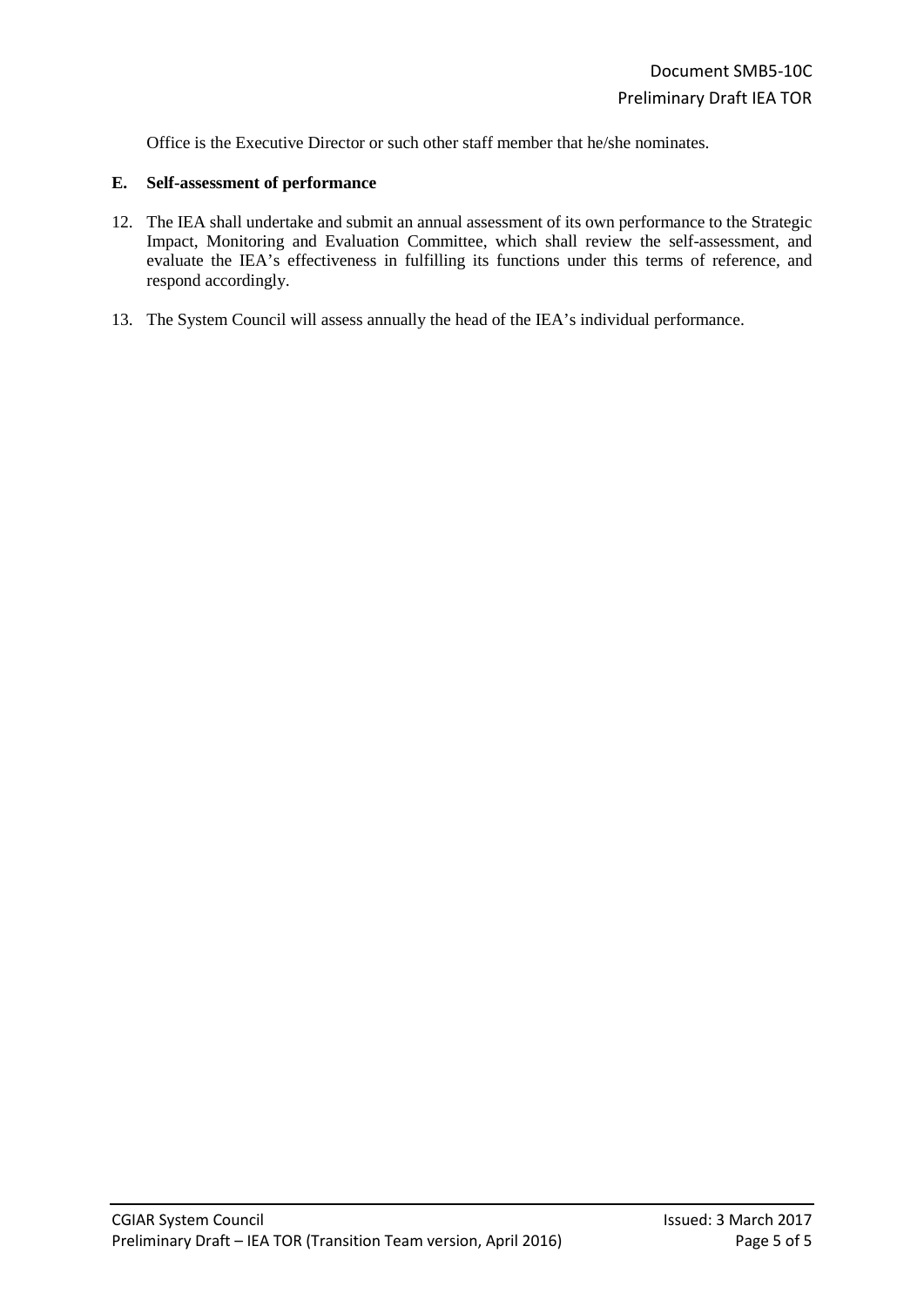Office is the Executive Director or such other staff member that he/she nominates.

**E. Self-assessment of performance**

12. The IEA shall undertake and submit an annual assessment of its own performance to the Strategic Impact, Monitoring and Evaluation Committee, which shall review the self-assessment, and evaluate the IEA's effectiveness in fulfilling its functions under this terms of reference, and respond accordingly.

13. The System Council will assess annually the head of the IEA's individual performance.